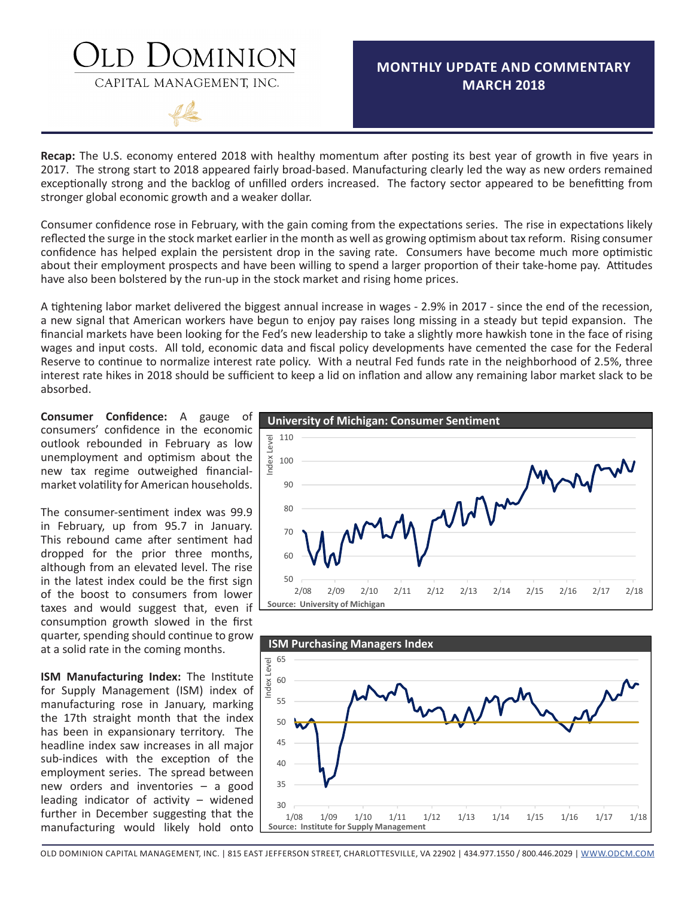# Old Dominion Capital Management, Inc.

## MONTHLY UPDATE AND COMMENTARY MARCH 2018

**Recap:** The U.S. economy entered 2018 with healthy momentum after posting its best year of growth in five years in 2017. The strong start to 2018 appeared fairly broad-based. Manufacturing clearly led the way as new orders remained exceptionally strong and the backlog of unfilled orders increased. The factory sector appeared to be benefitting from stronger global economic growth and a weaker dollar.

Consumer confidence rose in February, with the gain coming from the expectations series. The rise in expectations likely reflected the surge in the stock market earlier in the month as well as growing optimism about tax reform. Rising consumer confidence has helped explain the persistent drop in the saving rate. Consumers have become much more optimistic about their employment prospects and have been willing to spend a larger proportion of their take-home pay. Attitudes have also been bolstered by the run-up in the stock market and rising home prices.

A tightening labor market delivered the biggest annual increase in wages - 2.9% in 2017 - since the end of the recession, a new signal that American workers have begun to enjoy pay raises long missing in a steady but tepid expansion. The financial markets have been looking for the Fed's new leadership to take a slightly more hawkish tone in the face of rising wages and input costs. All told, economic data and fiscal policy developments have cemented the case for the Federal Reserve to continue to normalize interest rate policy. With a neutral Fed funds rate in the neighborhood of 2.5%, three interest rate hikes in 2018 should be sufficient to keep a lid on inflation and allow any remaining labor market slack to be absorbed.

**Consumer Confidence:** A gauge of consumers' confidence in the economic outlook rebounded in February as low unemployment and optimism about the new tax regime outweighed financial-market volatility for American households.

The consumer-sentiment index was 99.9 in February, up from 95.7 in January. This rebound came after sentiment had dropped for the prior three months, although from an elevated level. The rise in the latest index could be the first sign of the boost to consumers from lower taxes and would suggest that, even if consumption growth slowed in the first quarter, spending should continue to grow at a solid rate in the coming months.

**ISM Manufacturing Index:** The Institute for Supply Management (ISM) index of manufacturing rose in January, marking the 17th straight month that the index has been in expansionary territory. The headline index saw increases in all major sub-indices with the exception of the employment series. The spread between new orders and inventories – a good leading indicator of activity – widened further in December suggesting that the manufacturing would likely hold onto

**University of Michigan: Consumer Sentiment**

Source: University of Michigan

**ISM Purchasing Managers Index**

Source: Institute for Supply Management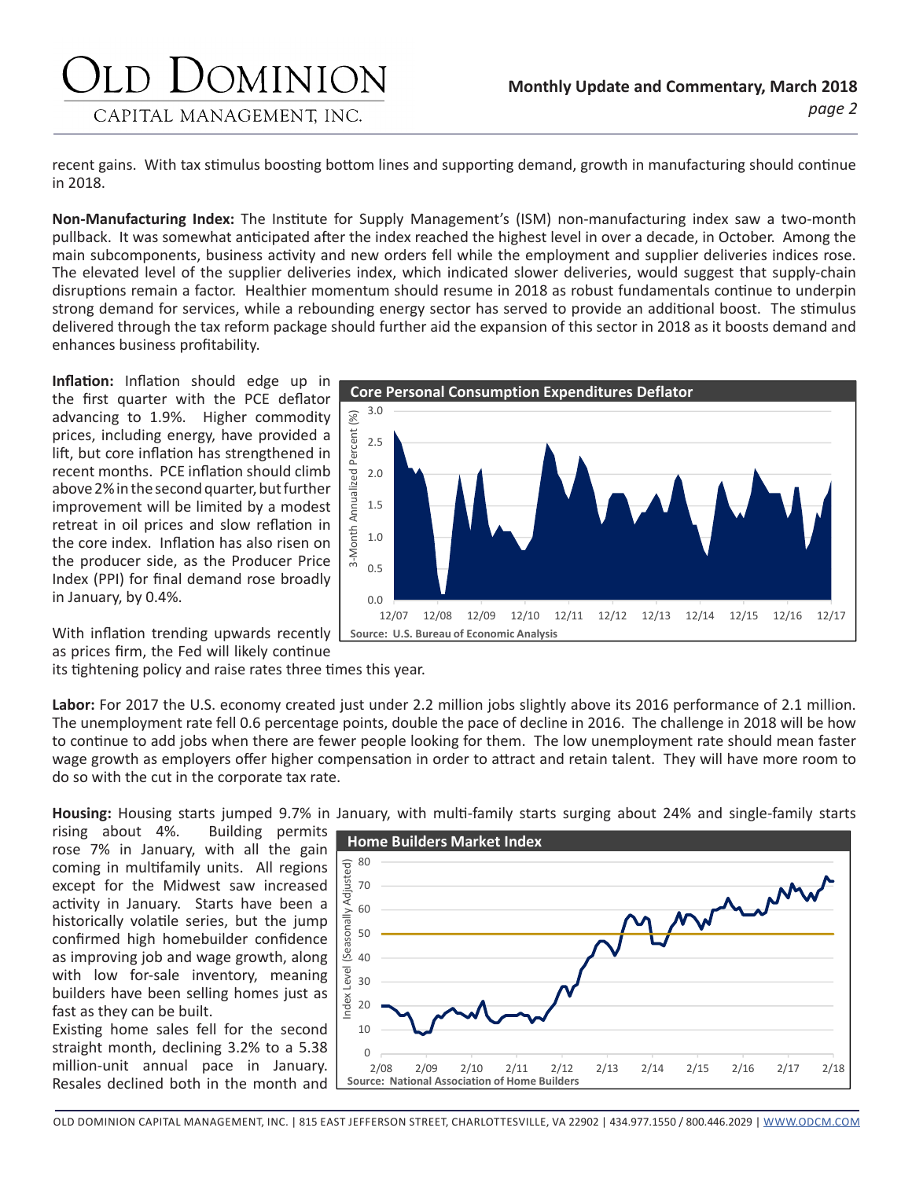recent gains. With tax stimulus boosting bottom lines and supporting demand, growth in manufacturing should continue in 2018.

**Non-Manufacturing Index:** The Institute for Supply Management's (ISM) non-manufacturing index saw a two-month pullback. It was somewhat anticipated after the index reached the highest level in over a decade, in October. Among the main subcomponents, business activity and new orders fell while the employment and supplier deliveries indices rose. The elevated level of the supplier deliveries index, which indicated slower deliveries, would suggest that supply-chain disruptions remain a factor. Healthier momentum should resume in 2018 as robust fundamentals continue to underpin strong demand for services, while a rebounding energy sector has served to provide an additional boost. The stimulus delivered through the tax reform package should further aid the expansion of this sector in 2018 as it boosts demand and enhances business profitability.

**Inflation:** Inflation should edge up in the first quarter with the PCE deflator advancing to 1.9%. Higher commodity prices, including energy, have provided a lift, but core inflation has strengthened in recent months. PCE inflation should climb above 2% in the second quarter, but further improvement will be limited by a modest retreat in oil prices and slow reflation in the core index. Inflation has also risen on the producer side, as the Producer Price Index (PPI) for final demand rose broadly in January, by 0.4%.

**Core Personal Consumption Expenditures Deflator**

Source: U.S. Bureau of Economic Analysis

With inflation trending upwards recently as prices firm, the Fed will likely continue its tightening policy and raise rates three times this year.

**Labor:** For 2017 the U.S. economy created just under 2.2 million jobs slightly above its 2016 performance of 2.1 million. The unemployment rate fell 0.6 percentage points, double the pace of decline in 2016. The challenge in 2018 will be how to continue to add jobs when there are fewer people looking for them. The low unemployment rate should mean faster wage growth as employers offer higher compensation in order to attract and retain talent. They will have more room to do so with the cut in the corporate tax rate.

**Housing:** Housing starts jumped 9.7% in January, with multi-family starts surging about 24% and single-family starts rising about 4%. Building permits rose 7% in January, with all the gain coming in multifamily units. All regions except for the Midwest saw increased activity in January. Starts have been a historically volatile series, but the jump confirmed high homebuilder confidence as improving job and wage growth, along with low for-sale inventory, meaning builders have been selling homes just as fast as they can be built.

Existing home sales fell for the second straight month, declining 3.2% to a 5.38 million-unit annual pace in January. Resales declined both in the month and

**Home Builders Market Index**

Source: National Association of Home Builders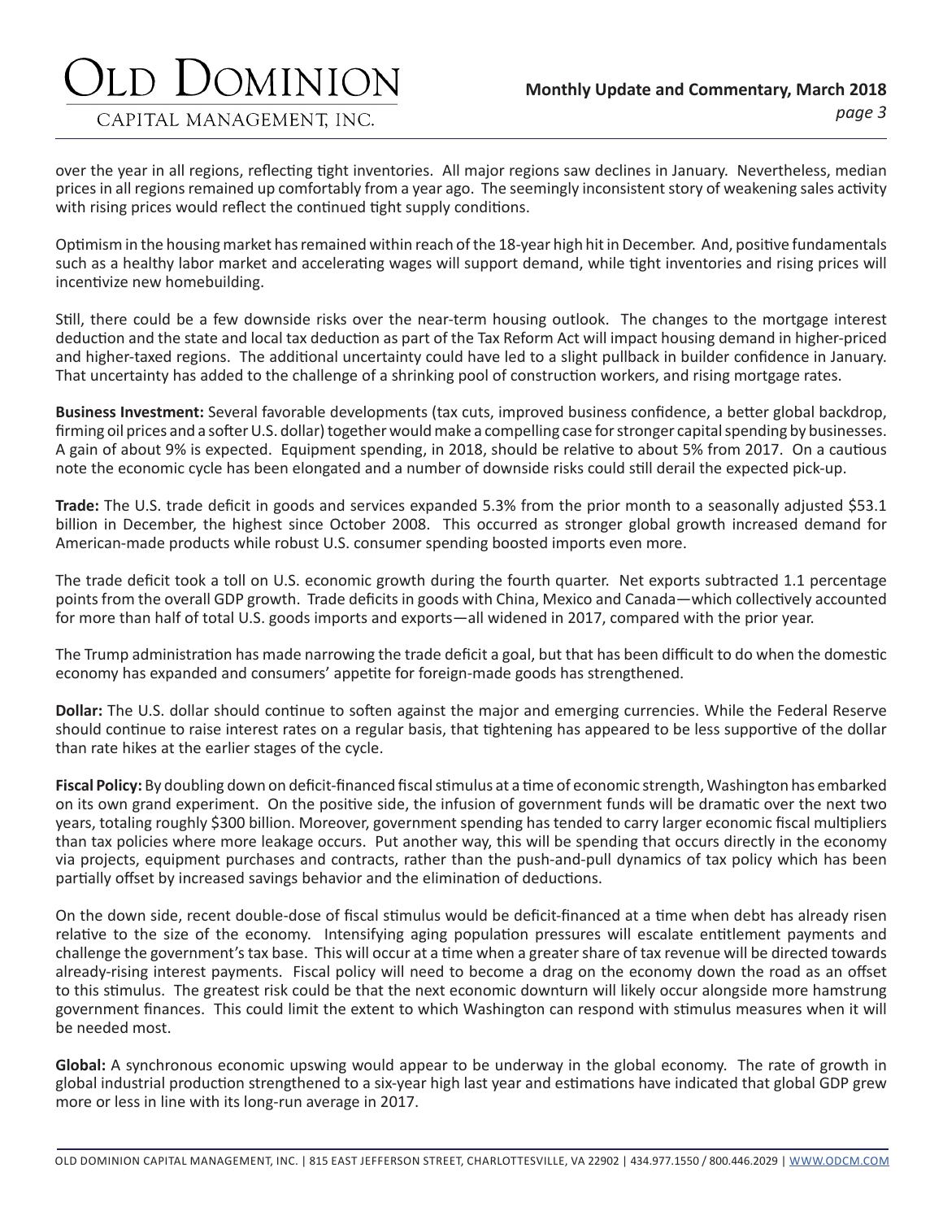over the year in all regions, reflecting tight inventories. All major regions saw declines in January. Nevertheless, median prices in all regions remained up comfortably from a year ago. The seemingly inconsistent story of weakening sales activity with rising prices would reflect the continued tight supply conditions.

Optimism in the housing market has remained within reach of the 18-year high hit in December. And, positive fundamentals such as a healthy labor market and accelerating wages will support demand, while tight inventories and rising prices will incentivize new homebuilding.

Still, there could be a few downside risks over the near-term housing outlook. The changes to the mortgage interest deduction and the state and local tax deduction as part of the Tax Reform Act will impact housing demand in higher-priced and higher-taxed regions. The additional uncertainty could have led to a slight pullback in builder confidence in January. That uncertainty has added to the challenge of a shrinking pool of construction workers, and rising mortgage rates.

**Business Investment:** Several favorable developments (tax cuts, improved business confidence, a better global backdrop, firming oil prices and a softer U.S. dollar) together would make a compelling case for stronger capital spending by businesses. A gain of about 9% is expected. Equipment spending, in 2018, should be relative to about 5% from 2017. On a cautious note the economic cycle has been elongated and a number of downside risks could still derail the expected pick-up.

**Trade:** The U.S. trade deficit in goods and services expanded 5.3% from the prior month to a seasonally adjusted $53.1 billion in December, the highest since October 2008. This occurred as stronger global growth increased demand for American-made products while robust U.S. consumer spending boosted imports even more.

The trade deficit took a toll on U.S. economic growth during the fourth quarter. Net exports subtracted 1.1 percentage points from the overall GDP growth. Trade deficits in goods with China, Mexico and Canada—which collectively accounted for more than half of total U.S. goods imports and exports—all widened in 2017, compared with the prior year.

The Trump administration has made narrowing the trade deficit a goal, but that has been difficult to do when the domestic economy has expanded and consumers' appetite for foreign-made goods has strengthened.

**Dollar:** The U.S. dollar should continue to soften against the major and emerging currencies. While the Federal Reserve should continue to raise interest rates on a regular basis, that tightening has appeared to be less supportive of the dollar than rate hikes at the earlier stages of the cycle.

**Fiscal Policy:** By doubling down on deficit-financed fiscal stimulus at a time of economic strength, Washington has embarked on its own grand experiment. On the positive side, the infusion of government funds will be dramatic over the next two years, totaling roughly $300 billion. Moreover, government spending has tended to carry larger economic fiscal multipliers than tax policies where more leakage occurs. Put another way, this will be spending that occurs directly in the economy via projects, equipment purchases and contracts, rather than the push-and-pull dynamics of tax policy which has been partially offset by increased savings behavior and the elimination of deductions.

On the down side, recent double-dose of fiscal stimulus would be deficit-financed at a time when debt has already risen relative to the size of the economy. Intensifying aging population pressures will escalate entitlement payments and challenge the government's tax base. This will occur at a time when a greater share of tax revenue will be directed towards already-rising interest payments. Fiscal policy will need to become a drag on the economy down the road as an offset to this stimulus. The greatest risk could be that the next economic downturn will likely occur alongside more hamstrung government finances. This could limit the extent to which Washington can respond with stimulus measures when it will be needed most.

**Global:** A synchronous economic upswing would appear to be underway in the global economy. The rate of growth in global industrial production strengthened to a six-year high last year and estimations have indicated that global GDP grew more or less in line with its long-run average in 2017.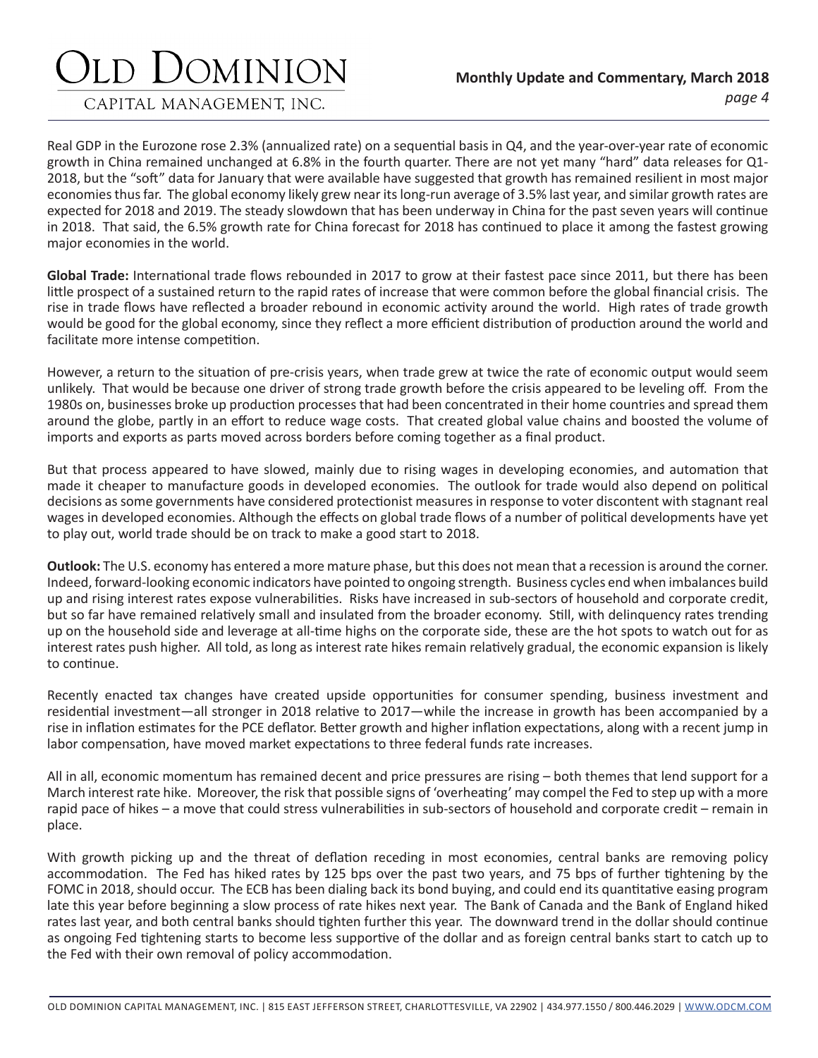Real GDP in the Eurozone rose 2.3% (annualized rate) on a sequential basis in Q4, and the year-over-year rate of economic growth in China remained unchanged at 6.8% in the fourth quarter. There are not yet many "hard" data releases for Q1-2018, but the "soft" data for January that were available have suggested that growth has remained resilient in most major economies thus far. The global economy likely grew near its long-run average of 3.5% last year, and similar growth rates are expected for 2018 and 2019. The steady slowdown that has been underway in China for the past seven years will continue in 2018. That said, the 6.5% growth rate for China forecast for 2018 has continued to place it among the fastest growing major economies in the world.

**Global Trade:** International trade flows rebounded in 2017 to grow at their fastest pace since 2011, but there has been little prospect of a sustained return to the rapid rates of increase that were common before the global financial crisis. The rise in trade flows have reflected a broader rebound in economic activity around the world. High rates of trade growth would be good for the global economy, since they reflect a more efficient distribution of production around the world and facilitate more intense competition.

However, a return to the situation of pre-crisis years, when trade grew at twice the rate of economic output would seem unlikely. That would be because one driver of strong trade growth before the crisis appeared to be leveling off. From the 1980s on, businesses broke up production processes that had been concentrated in their home countries and spread them around the globe, partly in an effort to reduce wage costs. That created global value chains and boosted the volume of imports and exports as parts moved across borders before coming together as a final product.

But that process appeared to have slowed, mainly due to rising wages in developing economies, and automation that made it cheaper to manufacture goods in developed economies. The outlook for trade would also depend on political decisions as some governments have considered protectionist measures in response to voter discontent with stagnant real wages in developed economies. Although the effects on global trade flows of a number of political developments have yet to play out, world trade should be on track to make a good start to 2018.

**Outlook:** The U.S. economy has entered a more mature phase, but this does not mean that a recession is around the corner. Indeed, forward-looking economic indicators have pointed to ongoing strength. Business cycles end when imbalances build up and rising interest rates expose vulnerabilities. Risks have increased in sub-sectors of household and corporate credit, but so far have remained relatively small and insulated from the broader economy. Still, with delinquency rates trending up on the household side and leverage at all-time highs on the corporate side, these are the hot spots to watch out for as interest rates push higher. All told, as long as interest rate hikes remain relatively gradual, the economic expansion is likely to continue.

Recently enacted tax changes have created upside opportunities for consumer spending, business investment and residential investment—all stronger in 2018 relative to 2017—while the increase in growth has been accompanied by a rise in inflation estimates for the PCE deflator. Better growth and higher inflation expectations, along with a recent jump in labor compensation, have moved market expectations to three federal funds rate increases.

All in all, economic momentum has remained decent and price pressures are rising – both themes that lend support for a March interest rate hike. Moreover, the risk that possible signs of 'overheating' may compel the Fed to step up with a more rapid pace of hikes – a move that could stress vulnerabilities in sub-sectors of household and corporate credit – remain in place.

With growth picking up and the threat of deflation receding in most economies, central banks are removing policy accommodation. The Fed has hiked rates by 125 bps over the past two years, and 75 bps of further tightening by the FOMC in 2018, should occur. The ECB has been dialing back its bond buying, and could end its quantitative easing program late this year before beginning a slow process of rate hikes next year. The Bank of Canada and the Bank of England hiked rates last year, and both central banks should tighten further this year. The downward trend in the dollar should continue as ongoing Fed tightening starts to become less supportive of the dollar and as foreign central banks start to catch up to the Fed with their own removal of policy accommodation.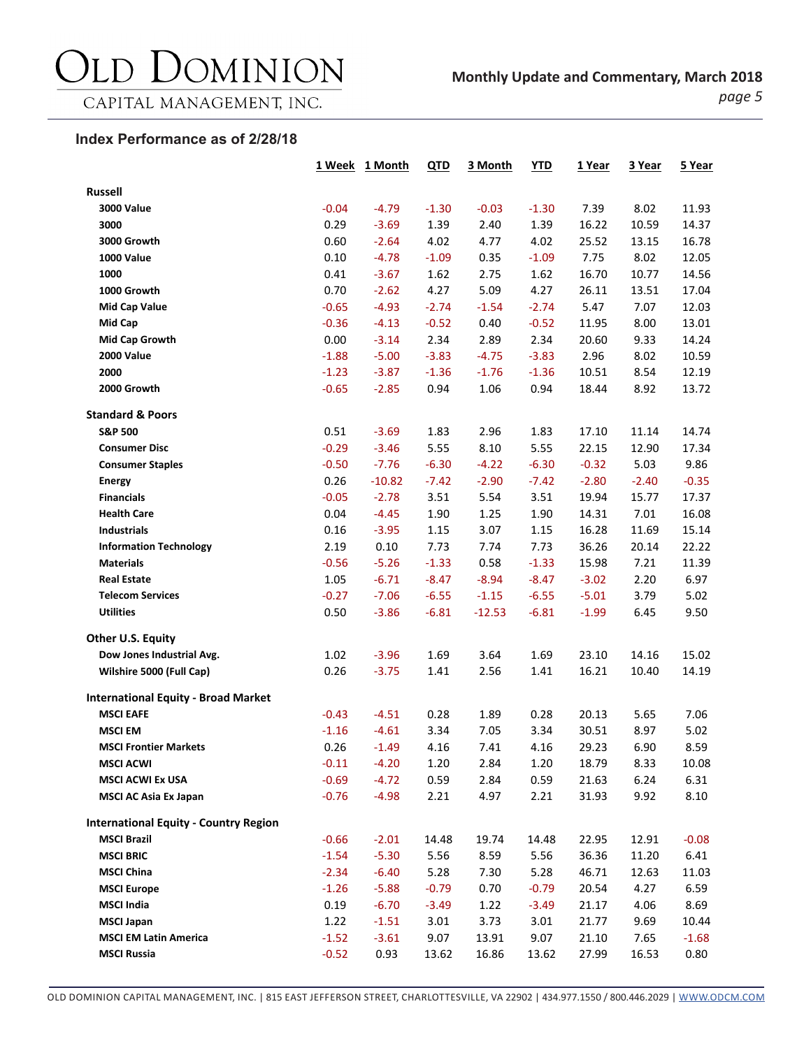## Index Performance as of 2/28/18

| | 1 Week | 1 Month | QTD | 3 Month | YTD | 1 Year | 3 Year | 5 Year |
|---|---|---|---|---|---|---|---|---|
| **Russell** | | | | | | | | |
| **3000 Value** | -0.04 | -4.79 | -1.30 | -0.03 | -1.30 | 7.39 | 8.02 | 11.93 |
| **3000** | 0.29 | -3.69 | 1.39 | 2.40 | 1.39 | 16.22 | 10.59 | 14.37 |
| **3000 Growth** | 0.60 | -2.64 | 4.02 | 4.77 | 4.02 | 25.52 | 13.15 | 16.78 |
| **1000 Value** | 0.10 | -4.78 | -1.09 | 0.35 | -1.09 | 7.75 | 8.02 | 12.05 |
| **1000** | 0.41 | -3.67 | 1.62 | 2.75 | 1.62 | 16.70 | 10.77 | 14.56 |
| **1000 Growth** | 0.70 | -2.62 | 4.27 | 5.09 | 4.27 | 26.11 | 13.51 | 17.04 |
| **Mid Cap Value** | -0.65 | -4.93 | -2.74 | -1.54 | -2.74 | 5.47 | 7.07 | 12.03 |
| **Mid Cap** | -0.36 | -4.13 | -0.52 | 0.40 | -0.52 | 11.95 | 8.00 | 13.01 |
| **Mid Cap Growth** | 0.00 | -3.14 | 2.34 | 2.89 | 2.34 | 20.60 | 9.33 | 14.24 |
| **2000 Value** | -1.88 | -5.00 | -3.83 | -4.75 | -3.83 | 2.96 | 8.02 | 10.59 |
| **2000** | -1.23 | -3.87 | -1.36 | -1.76 | -1.36 | 10.51 | 8.54 | 12.19 |
| **2000 Growth** | -0.65 | -2.85 | 0.94 | 1.06 | 0.94 | 18.44 | 8.92 | 13.72 |
| **Standard & Poors** | | | | | | | | |
| **S&P 500** | 0.51 | -3.69 | 1.83 | 2.96 | 1.83 | 17.10 | 11.14 | 14.74 |
| **Consumer Disc** | -0.29 | -3.46 | 5.55 | 8.10 | 5.55 | 22.15 | 12.90 | 17.34 |
| **Consumer Staples** | -0.50 | -7.76 | -6.30 | -4.22 | -6.30 | -0.32 | 5.03 | 9.86 |
| **Energy** | 0.26 | -10.82 | -7.42 | -2.90 | -7.42 | -2.80 | -2.40 | -0.35 |
| **Financials** | -0.05 | -2.78 | 3.51 | 5.54 | 3.51 | 19.94 | 15.77 | 17.37 |
| **Health Care** | 0.04 | -4.45 | 1.90 | 1.25 | 1.90 | 14.31 | 7.01 | 16.08 |
| **Industrials** | 0.16 | -3.95 | 1.15 | 3.07 | 1.15 | 16.28 | 11.69 | 15.14 |
| **Information Technology** | 2.19 | 0.10 | 7.73 | 7.74 | 7.73 | 36.26 | 20.14 | 22.22 |
| **Materials** | -0.56 | -5.26 | -1.33 | 0.58 | -1.33 | 15.98 | 7.21 | 11.39 |
| **Real Estate** | 1.05 | -6.71 | -8.47 | -8.94 | -8.47 | -3.02 | 2.20 | 6.97 |
| **Telecom Services** | -0.27 | -7.06 | -6.55 | -1.15 | -6.55 | -5.01 | 3.79 | 5.02 |
| **Utilities** | 0.50 | -3.86 | -6.81 | -12.53 | -6.81 | -1.99 | 6.45 | 9.50 |
| **Other U.S. Equity** | | | | | | | | |
| **Dow Jones Industrial Avg.** | 1.02 | -3.96 | 1.69 | 3.64 | 1.69 | 23.10 | 14.16 | 15.02 |
| **Wilshire 5000 (Full Cap)** | 0.26 | -3.75 | 1.41 | 2.56 | 1.41 | 16.21 | 10.40 | 14.19 |
| **International Equity - Broad Market** | | | | | | | | |
| **MSCI EAFE** | -0.43 | -4.51 | 0.28 | 1.89 | 0.28 | 20.13 | 5.65 | 7.06 |
| **MSCI EM** | -1.16 | -4.61 | 3.34 | 7.05 | 3.34 | 30.51 | 8.97 | 5.02 |
| **MSCI Frontier Markets** | 0.26 | -1.49 | 4.16 | 7.41 | 4.16 | 29.23 | 6.90 | 8.59 |
| **MSCI ACWI** | -0.11 | -4.20 | 1.20 | 2.84 | 1.20 | 18.79 | 8.33 | 10.08 |
| **MSCI ACWI Ex USA** | -0.69 | -4.72 | 0.59 | 2.84 | 0.59 | 21.63 | 6.24 | 6.31 |
| **MSCI AC Asia Ex Japan** | -0.76 | -4.98 | 2.21 | 4.97 | 2.21 | 31.93 | 9.92 | 8.10 |
| **International Equity - Country Region** | | | | | | | | |
| **MSCI Brazil** | -0.66 | -2.01 | 14.48 | 19.74 | 14.48 | 22.95 | 12.91 | -0.08 |
| **MSCI BRIC** | -1.54 | -5.30 | 5.56 | 8.59 | 5.56 | 36.36 | 11.20 | 6.41 |
| **MSCI China** | -2.34 | -6.40 | 5.28 | 7.30 | 5.28 | 46.71 | 12.63 | 11.03 |
| **MSCI Europe** | -1.26 | -5.88 | -0.79 | 0.70 | -0.79 | 20.54 | 4.27 | 6.59 |
| **MSCI India** | 0.19 | -6.70 | -3.49 | 1.22 | -3.49 | 21.17 | 4.06 | 8.69 |
| **MSCI Japan** | 1.22 | -1.51 | 3.01 | 3.73 | 3.01 | 21.77 | 9.69 | 10.44 |
| **MSCI EM Latin America** | -1.52 | -3.61 | 9.07 | 13.91 | 9.07 | 21.10 | 7.65 | -1.68 |
| **MSCI Russia** | -0.52 | 0.93 | 13.62 | 16.86 | 13.62 | 27.99 | 16.53 | 0.80 |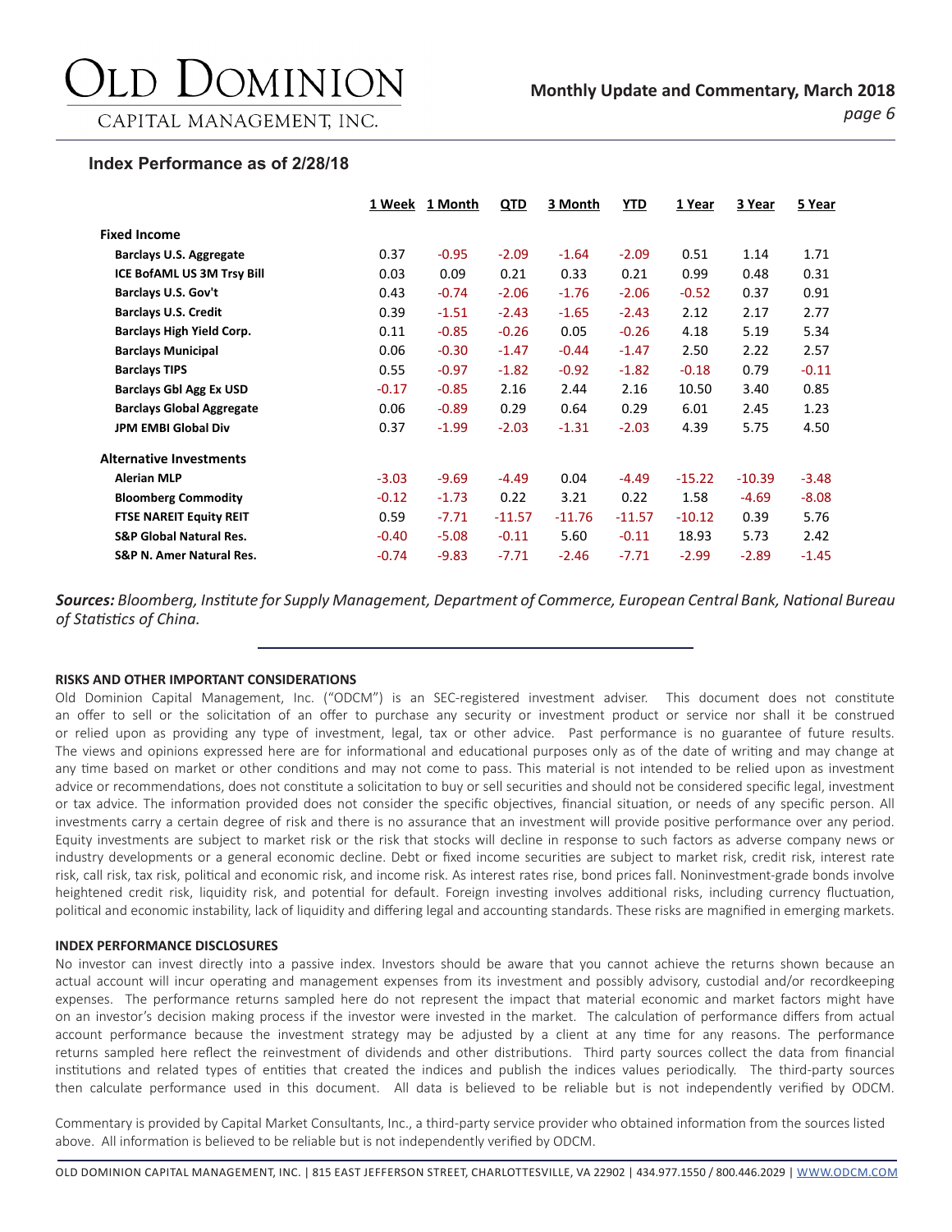## Index Performance as of 2/28/18

| | 1 Week | 1 Month | QTD | 3 Month | YTD | 1 Year | 3 Year | 5 Year |
|---|---|---|---|---|---|---|---|---|
| **Fixed Income** | | | | | | | | |
| **Barclays U.S. Aggregate** | 0.37 | -0.95 | -2.09 | -1.64 | -2.09 | 0.51 | 1.14 | 1.71 |
| **ICE BofAML US 3M Trsy Bill** | 0.03 | 0.09 | 0.21 | 0.33 | 0.21 | 0.99 | 0.48 | 0.31 |
| **Barclays U.S. Gov't** | 0.43 | -0.74 | -2.06 | -1.76 | -2.06 | -0.52 | 0.37 | 0.91 |
| **Barclays U.S. Credit** | 0.39 | -1.51 | -2.43 | -1.65 | -2.43 | 2.12 | 2.17 | 2.77 |
| **Barclays High Yield Corp.** | 0.11 | -0.85 | -0.26 | 0.05 | -0.26 | 4.18 | 5.19 | 5.34 |
| **Barclays Municipal** | 0.06 | -0.30 | -1.47 | -0.44 | -1.47 | 2.50 | 2.22 | 2.57 |
| **Barclays TIPS** | 0.55 | -0.97 | -1.82 | -0.92 | -1.82 | -0.18 | 0.79 | -0.11 |
| **Barclays Gbl Agg Ex USD** | -0.17 | -0.85 | 2.16 | 2.44 | 2.16 | 10.50 | 3.40 | 0.85 |
| **Barclays Global Aggregate** | 0.06 | -0.89 | 0.29 | 0.64 | 0.29 | 6.01 | 2.45 | 1.23 |
| **JPM EMBI Global Div** | 0.37 | -1.99 | -2.03 | -1.31 | -2.03 | 4.39 | 5.75 | 4.50 |
| **Alternative Investments** | | | | | | | | |
| **Alerian MLP** | -3.03 | -9.69 | -4.49 | 0.04 | -4.49 | -15.22 | -10.39 | -3.48 |
| **Bloomberg Commodity** | -0.12 | -1.73 | 0.22 | 3.21 | 0.22 | 1.58 | -4.69 | -8.08 |
| **FTSE NAREIT Equity REIT** | 0.59 | -7.71 | -11.57 | -11.76 | -11.57 | -10.12 | 0.39 | 5.76 |
| **S&P Global Natural Res.** | -0.40 | -5.08 | -0.11 | 5.60 | -0.11 | 18.93 | 5.73 | 2.42 |
| **S&P N. Amer Natural Res.** | -0.74 | -9.83 | -7.71 | -2.46 | -7.71 | -2.99 | -2.89 | -1.45 |

***Sources:*** *Bloomberg, Institute for Supply Management, Department of Commerce, European Central Bank, National Bureau of Statistics of China.*

**RISKS AND OTHER IMPORTANT CONSIDERATIONS**

Old Dominion Capital Management, Inc. ("ODCM") is an SEC-registered investment adviser. This document does not constitute an offer to sell or the solicitation of an offer to purchase any security or investment product or service nor shall it be construed or relied upon as providing any type of investment, legal, tax or other advice. Past performance is no guarantee of future results. The views and opinions expressed here are for informational and educational purposes only as of the date of writing and may change at any time based on market or other conditions and may not come to pass. This material is not intended to be relied upon as investment advice or recommendations, does not constitute a solicitation to buy or sell securities and should not be considered specific legal, investment or tax advice. The information provided does not consider the specific objectives, financial situation, or needs of any specific person. All investments carry a certain degree of risk and there is no assurance that an investment will provide positive performance over any period. Equity investments are subject to market risk or the risk that stocks will decline in response to such factors as adverse company news or industry developments or a general economic decline. Debt or fixed income securities are subject to market risk, credit risk, interest rate risk, call risk, tax risk, political and economic risk, and income risk. As interest rates rise, bond prices fall. Noninvestment-grade bonds involve heightened credit risk, liquidity risk, and potential for default. Foreign investing involves additional risks, including currency fluctuation, political and economic instability, lack of liquidity and differing legal and accounting standards. These risks are magnified in emerging markets.

**INDEX PERFORMANCE DISCLOSURES**

No investor can invest directly into a passive index. Investors should be aware that you cannot achieve the returns shown because an actual account will incur operating and management expenses from its investment and possibly advisory, custodial and/or recordkeeping expenses. The performance returns sampled here do not represent the impact that material economic and market factors might have on an investor's decision making process if the investor were invested in the market. The calculation of performance differs from actual account performance because the investment strategy may be adjusted by a client at any time for any reasons. The performance returns sampled here reflect the reinvestment of dividends and other distributions. Third party sources collect the data from financial institutions and related types of entities that created the indices and publish the indices values periodically. The third-party sources then calculate performance used in this document. All data is believed to be reliable but is not independently verified by ODCM.

Commentary is provided by Capital Market Consultants, Inc., a third-party service provider who obtained information from the sources listed above. All information is believed to be reliable but is not independently verified by ODCM.

OLD DOMINION CAPITAL MANAGEMENT, INC. | 815 EAST JEFFERSON STREET, CHARLOTTESVILLE, VA 22902 | 434.977.1550 / 800.446.2029 | WWW.ODCM.COM